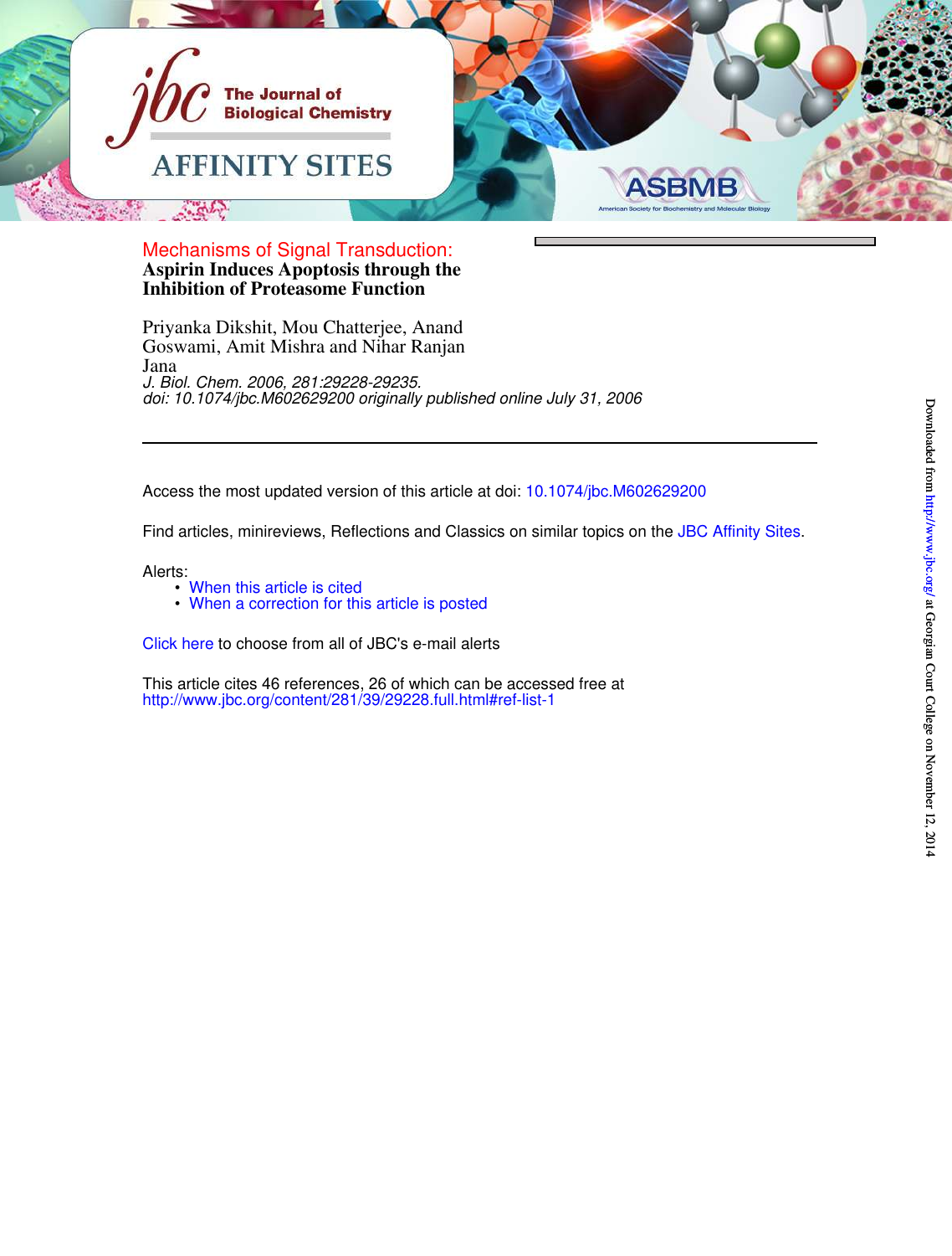Mechanisms of Signal Transduction:

# Aspirin Induces Apoptosis through the Inhibition of Proteasome Function

Priyanka Dikshit, Mou Chatterjee, Anand Goswami, Amit Mishra and Nihar Ranjan Jana

*J. Biol. Chem. 2006, 281:29228-29235.*

*doi: 10.1074/jbc.M602629200 originally published online July 31, 2006*

---

Access the most updated version of this article at doi: 10.1074/jbc.M602629200

Find articles, minireviews, Reflections and Classics on similar topics on the JBC Affinity Sites.

Alerts:

- When this article is cited
- When a correction for this article is posted

Click here to choose from all of JBC's e-mail alerts

This article cites 46 references, 26 of which can be accessed free at http://www.jbc.org/content/281/39/29228.full.html#ref-list-1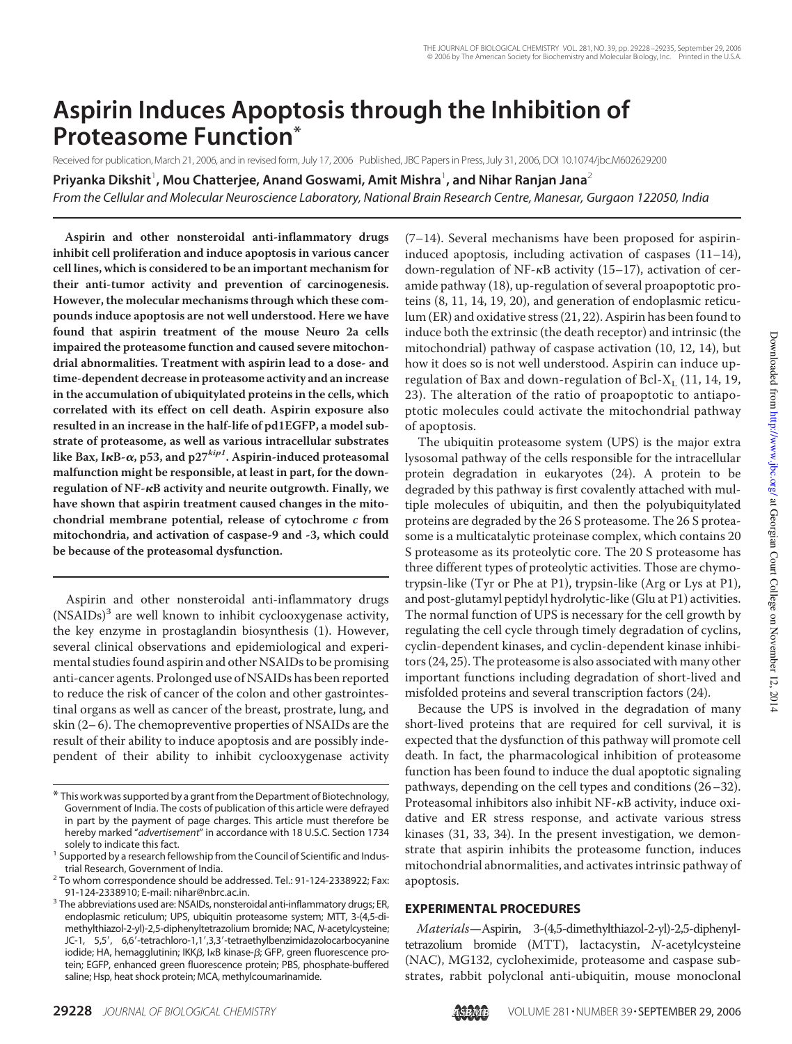# Aspirin Induces Apoptosis through the Inhibition of Proteasome Function*

Received for publication, March 21, 2006, and in revised form, July 17, 2006 Published, JBC Papers in Press, July 31, 2006, DOI 10.1074/jbc.M602629200

**Priyanka Dikshit[1], Mou Chatterjee, Anand Goswami, Amit Mishra[1], and Nihar Ranjan Jana[2]**

*From the Cellular and Molecular Neuroscience Laboratory, National Brain Research Centre, Manesar, Gurgaon 122050, India*

**Aspirin and other nonsteroidal anti-inflammatory drugs inhibit cell proliferation and induce apoptosis in various cancer cell lines, which is considered to be an important mechanism for their anti-tumor activity and prevention of carcinogenesis. However, the molecular mechanisms through which these compounds induce apoptosis are not well understood. Here we have found that aspirin treatment of the mouse Neuro 2a cells impaired the proteasome function and caused severe mitochondrial abnormalities. Treatment with aspirin lead to a dose- and time-dependent decrease in proteasome activity and an increase in the accumulation of ubiquitylated proteins in the cells, which correlated with its effect on cell death. Aspirin exposure also resulted in an increase in the half-life of pd1EGFP, a model substrate of proteasome, as well as various intracellular substrates like Bax, IκB-α, p53, and p27*kip1*. Aspirin-induced proteasomal malfunction might be responsible, at least in part, for the down-regulation of NF-κB activity and neurite outgrowth. Finally, we have shown that aspirin treatment caused changes in the mitochondrial membrane potential, release of cytochrome *c* from mitochondria, and activation of caspase-9 and -3, which could be because of the proteasomal dysfunction.**

Aspirin and other nonsteroidal anti-inflammatory drugs (NSAIDs)[3] are well known to inhibit cyclooxygenase activity, the key enzyme in prostaglandin biosynthesis (1). However, several clinical observations and epidemiological and experimental studies found aspirin and other NSAIDs to be promising anti-cancer agents. Prolonged use of NSAIDs has been reported to reduce the risk of cancer of the colon and other gastrointestinal organs as well as cancer of the breast, prostrate, lung, and skin (2–6). The chemopreventive properties of NSAIDs are the result of their ability to induce apoptosis and are possibly independent of their ability to inhibit cyclooxygenase activity (7–14). Several mechanisms have been proposed for aspirin-induced apoptosis, including activation of caspases (11–14), down-regulation of NF-κB activity (15–17), activation of ceramide pathway (18), up-regulation of several proapoptotic proteins (8, 11, 14, 19, 20), and generation of endoplasmic reticulum (ER) and oxidative stress (21, 22). Aspirin has been found to induce both the extrinsic (the death receptor) and intrinsic (the mitochondrial) pathway of caspase activation (10, 12, 14), but how it does so is not well understood. Aspirin can induce up-regulation of Bax and down-regulation of Bcl-$X_L$ (11, 14, 19, 23). The alteration of the ratio of proapoptotic to antiapoptotic molecules could activate the mitochondrial pathway of apoptosis.

The ubiquitin proteasome system (UPS) is the major extra lysosomal pathway of the cells responsible for the intracellular protein degradation in eukaryotes (24). A protein to be degraded by this pathway is first covalently attached with multiple molecules of ubiquitin, and then the polyubiquitylated proteins are degraded by the 26 S proteasome. The 26 S proteasome is a multicatalytic proteinase complex, which contains 20 S proteasome as its proteolytic core. The 20 S proteasome has three different types of proteolytic activities. Those are chymotrypsin-like (Tyr or Phe at P1), trypsin-like (Arg or Lys at P1), and post-glutamyl peptidyl hydrolytic-like (Glu at P1) activities. The normal function of UPS is necessary for the cell growth by regulating the cell cycle through timely degradation of cyclins, cyclin-dependent kinases, and cyclin-dependent kinase inhibitors (24, 25). The proteasome is also associated with many other important functions including degradation of short-lived and misfolded proteins and several transcription factors (24).

Because the UPS is involved in the degradation of many short-lived proteins that are required for cell survival, it is expected that the dysfunction of this pathway will promote cell death. In fact, the pharmacological inhibition of proteasome function has been found to induce the dual apoptotic signaling pathways, depending on the cell types and conditions (26–32). Proteasomal inhibitors also inhibit NF-κB activity, induce oxidative and ER stress response, and activate various stress kinases (31, 33, 34). In the present investigation, we demonstrate that aspirin inhibits the proteasome function, induces mitochondrial abnormalities, and activates intrinsic pathway of apoptosis.

## EXPERIMENTAL PROCEDURES

*Materials*—Aspirin, 3-(4,5-dimethylthiazol-2-yl)-2,5-diphenyltetrazolium bromide (MTT), lactacystin, *N*-acetylcysteine (NAC), MG132, cycloheximide, proteasome and caspase substrates, rabbit polyclonal anti-ubiquitin, mouse monoclonal

---

\* This work was supported by a grant from the Department of Biotechnology, Government of India. The costs of publication of this article were defrayed in part by the payment of page charges. This article must therefore be hereby marked "*advertisement*" in accordance with 18 U.S.C. Section 1734 solely to indicate this fact.

[1] Supported by a research fellowship from the Council of Scientific and Industrial Research, Government of India.

[2] To whom correspondence should be addressed. Tel.: 91-124-2338922; Fax: 91-124-2338910; E-mail: nihar@nbrc.ac.in.

[3] The abbreviations used are: NSAIDs, nonsteroidal anti-inflammatory drugs; ER, endoplasmic reticulum; UPS, ubiquitin proteasome system; MTT, 3-(4,5-dimethylthiazol-2-yl)-2,5-diphenyltetrazolium bromide; NAC, *N*-acetylcysteine; JC-1, 5,5′, 6,6′-tetrachloro-1,1′,3,3′-tetraethylbenzimidazolocarbocyanine iodide; HA, hemagglutinin; IKKβ, IκB kinase-β; GFP, green fluorescence protein; EGFP, enhanced green fluorescence protein; PBS, phosphate-buffered saline; Hsp, heat shock protein; MCA, methylcoumarinamide.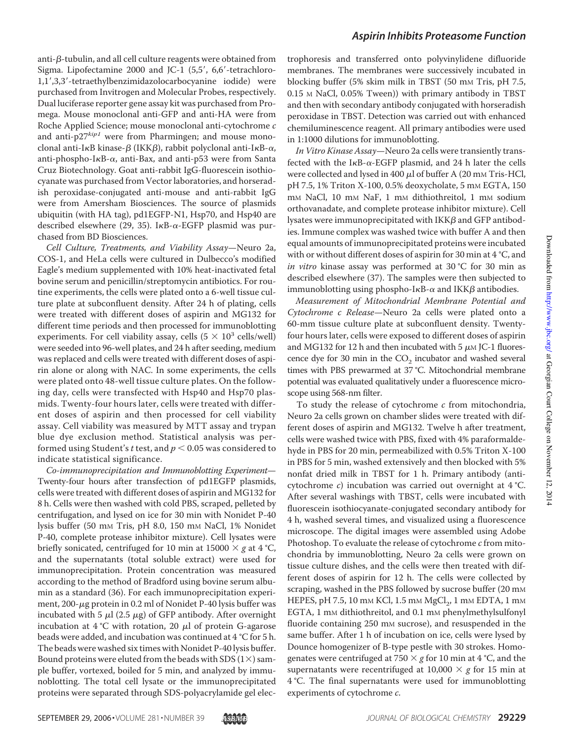anti-β-tubulin, and all cell culture reagents were obtained from Sigma. Lipofectamine 2000 and JC-1 (5,5′, 6,6′-tetrachloro-1,1′,3,3′-tetraethylbenzimidazolocarbocyanine iodide) were purchased from Invitrogen and Molecular Probes, respectively. Dual luciferase reporter gene assay kit was purchased from Promega. Mouse monoclonal anti-GFP and anti-HA were from Roche Applied Science; mouse monoclonal anti-cytochrome *c* and anti-p27*kip1* were from Pharmingen; and mouse monoclonal anti-IκB kinase-β (IKKβ), rabbit polyclonal anti-IκB-α, anti-phospho-IκB-α, anti-Bax, and anti-p53 were from Santa Cruz Biotechnology. Goat anti-rabbit IgG-fluorescein isothiocyanate was purchased from Vector laboratories, and horseradish peroxidase-conjugated anti-mouse and anti-rabbit IgG were from Amersham Biosciences. The source of plasmids ubiquitin (with HA tag), pd1EGFP-N1, Hsp70, and Hsp40 are described elsewhere (29, 35). IκB-α-EGFP plasmid was purchased from BD Biosciences.

*Cell Culture, Treatments, and Viability Assay*—Neuro 2a, COS-1, and HeLa cells were cultured in Dulbecco's modified Eagle's medium supplemented with 10% heat-inactivated fetal bovine serum and penicillin/streptomycin antibiotics. For routine experiments, the cells were plated onto a 6-well tissue culture plate at subconfluent density. After 24 h of plating, cells were treated with different doses of aspirin and MG132 for different time periods and then processed for immunoblotting experiments. For cell viability assay, cells ($5 \times 10^3$ cells/well) were seeded into 96-well plates, and 24 h after seeding, medium was replaced and cells were treated with different doses of aspirin alone or along with NAC. In some experiments, the cells were plated onto 48-well tissue culture plates. On the following day, cells were transfected with Hsp40 and Hsp70 plasmids. Twenty-four hours later, cells were treated with different doses of aspirin and then processed for cell viability assay. Cell viability was measured by MTT assay and trypan blue dye exclusion method. Statistical analysis was performed using Student's *t* test, and $p < 0.05$ was considered to indicate statistical significance.

*Co-immunoprecipitation and Immunoblotting Experiment*—Twenty-four hours after transfection of pd1EGFP plasmids, cells were treated with different doses of aspirin and MG132 for 8 h. Cells were then washed with cold PBS, scraped, pelleted by centrifugation, and lysed on ice for 30 min with Nonidet P-40 lysis buffer (50 mM Tris, pH 8.0, 150 mM NaCl, 1% Nonidet P-40, complete protease inhibitor mixture). Cell lysates were briefly sonicated, centrifuged for 10 min at $15000 \times g$ at 4 °C, and the supernatants (total soluble extract) were used for immunoprecipitation. Protein concentration was measured according to the method of Bradford using bovine serum albumin as a standard (36). For each immunoprecipitation experiment, 200-μg protein in 0.2 ml of Nonidet P-40 lysis buffer was incubated with 5 μl (2.5 μg) of GFP antibody. After overnight incubation at 4 °C with rotation, 20 μl of protein G-agarose beads were added, and incubation was continued at 4 °C for 5 h. The beads were washed six times with Nonidet P-40 lysis buffer. Bound proteins were eluted from the beads with SDS (1×) sample buffer, vortexed, boiled for 5 min, and analyzed by immunoblotting. The total cell lysate or the immunoprecipitated proteins were separated through SDS-polyacrylamide gel electrophoresis and transferred onto polyvinylidene difluoride membranes. The membranes were successively incubated in blocking buffer (5% skim milk in TBST (50 mM Tris, pH 7.5, 0.15 M NaCl, 0.05% Tween)) with primary antibody in TBST and then with secondary antibody conjugated with horseradish peroxidase in TBST. Detection was carried out with enhanced chemiluminescence reagent. All primary antibodies were used in 1:1000 dilutions for immunoblotting.

*In Vitro Kinase Assay*—Neuro 2a cells were transiently transfected with the IκB-α-EGFP plasmid, and 24 h later the cells were collected and lysed in 400 μl of buffer A (20 mM Tris-HCl, pH 7.5, 1% Triton X-100, 0.5% deoxycholate, 5 mM EGTA, 150 mM NaCl, 10 mM NaF, 1 mM dithiothreitol, 1 mM sodium orthovanadate, and complete protease inhibitor mixture). Cell lysates were immunoprecipitated with IKKβ and GFP antibodies. Immune complex was washed twice with buffer A and then equal amounts of immunoprecipitated proteins were incubated with or without different doses of aspirin for 30 min at 4 °C, and *in vitro* kinase assay was performed at 30 °C for 30 min as described elsewhere (37). The samples were then subjected to immunoblotting using phospho-IκB-α and IKKβ antibodies.

*Measurement of Mitochondrial Membrane Potential and Cytochrome c Release*—Neuro 2a cells were plated onto a 60-mm tissue culture plate at subconfluent density. Twenty-four hours later, cells were exposed to different doses of aspirin and MG132 for 12 h and then incubated with 5 μM JC-1 fluorescence dye for 30 min in the $CO_2$ incubator and washed several times with PBS prewarmed at 37 °C. Mitochondrial membrane potential was evaluated qualitatively under a fluorescence microscope using 568-nm filter.

To study the release of cytochrome *c* from mitochondria, Neuro 2a cells grown on chamber slides were treated with different doses of aspirin and MG132. Twelve h after treatment, cells were washed twice with PBS, fixed with 4% paraformaldehyde in PBS for 20 min, permeabilized with 0.5% Triton X-100 in PBS for 5 min, washed extensively and then blocked with 5% nonfat dried milk in TBST for 1 h. Primary antibody (anti-cytochrome *c*) incubation was carried out overnight at 4 °C. After several washings with TBST, cells were incubated with fluorescein isothiocyanate-conjugated secondary antibody for 4 h, washed several times, and visualized using a fluorescence microscope. The digital images were assembled using Adobe Photoshop. To evaluate the release of cytochrome *c* from mitochondria by immunoblotting, Neuro 2a cells were grown on tissue culture dishes, and the cells were then treated with different doses of aspirin for 12 h. The cells were collected by scraping, washed in the PBS followed by sucrose buffer (20 mM HEPES, pH 7.5, 10 mM KCl, 1.5 mM $MgCl_2$, 1 mM EDTA, 1 mM EGTA, 1 mM dithiothreitol, and 0.1 mM phenylmethylsulfonyl fluoride containing 250 mM sucrose), and resuspended in the same buffer. After 1 h of incubation on ice, cells were lysed by Dounce homogenizer of B-type pestle with 30 strokes. Homogenates were centrifuged at $750 \times g$ for 10 min at 4 °C, and the supernatants were recentrifuged at $10{,}000 \times g$ for 15 min at 4 °C. The final supernatants were used for immunoblotting experiments of cytochrome *c*.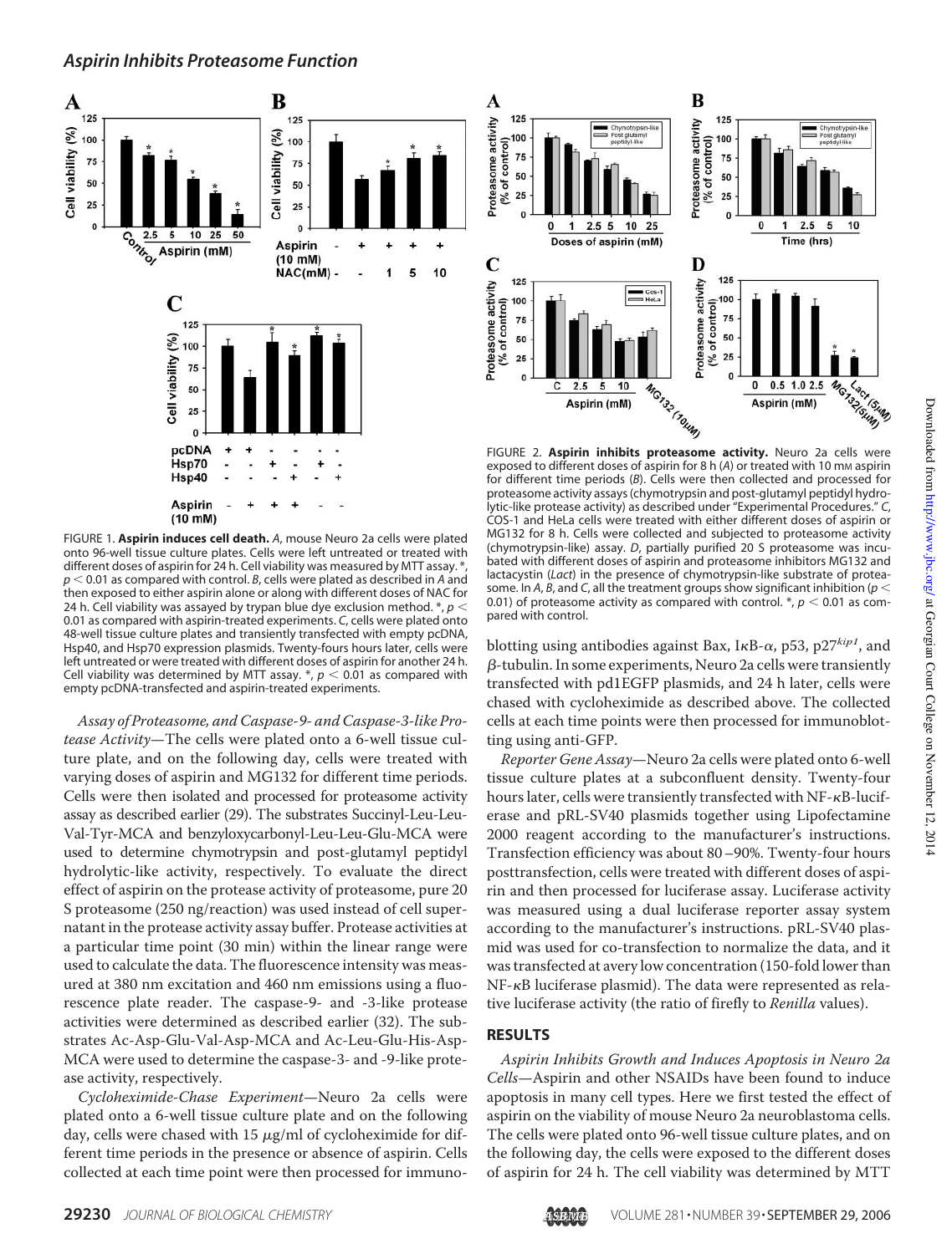FIGURE 1. **Aspirin induces cell death.** *A*, mouse Neuro 2a cells were plated onto 96-well tissue culture plates. Cells were left untreated or treated with different doses of aspirin for 24 h. Cell viability was measured by MTT assay. *, $p < 0.01$ as compared with control. *B*, cells were plated as described in *A* and then exposed to either aspirin alone or along with different doses of NAC for 24 h. Cell viability was assayed by trypan blue dye exclusion method. *, $p < 0.01$ as compared with aspirin-treated experiments. *C*, cells were plated onto 48-well tissue culture plates and transiently transfected with empty pcDNA, Hsp40, and Hsp70 expression plasmids. Twenty-fours hours later, cells were left untreated or were treated with different doses of aspirin for another 24 h. Cell viability was determined by MTT assay. *, $p < 0.01$ as compared with empty pcDNA-transfected and aspirin-treated experiments.

FIGURE 2. **Aspirin inhibits proteasome activity.** Neuro 2a cells were exposed to different doses of aspirin for 8 h (*A*) or treated with 10 mM aspirin for different time periods (*B*). Cells were then collected and processed for proteasome activity assays (chymotrypsin and post-glutamyl peptidyl hydrolytic-like protease activity) as described under "Experimental Procedures." *C*, COS-1 and HeLa cells were treated with either different doses of aspirin or MG132 for 8 h. Cells were collected and subjected to proteasome activity (chymotrypsin-like) assay. *D*, partially purified 20 S proteasome was incubated with different doses of aspirin and proteasome inhibitors MG132 and lactacystin (*Lact*) in the presence of chymotrypsin-like substrate of proteasome. In *A*, *B*, and *C*, all the treatment groups show significant inhibition ($p < 0.01$) of proteasome activity as compared with control. *, $p < 0.01$ as compared with control.

*Assay of Proteasome, and Caspase-9- and Caspase-3-like Protease Activity*—The cells were plated onto a 6-well tissue culture plate, and on the following day, cells were treated with varying doses of aspirin and MG132 for different time periods. Cells were then isolated and processed for proteasome activity assay as described earlier (29). The substrates Succinyl-Leu-Leu-Val-Tyr-MCA and benzyloxycarbonyl-Leu-Leu-Glu-MCA were used to determine chymotrypsin and post-glutamyl peptidyl hydrolytic-like activity, respectively. To evaluate the direct effect of aspirin on the protease activity of proteasome, pure 20 S proteasome (250 ng/reaction) was used instead of cell supernatant in the protease activity assay buffer. Protease activities at a particular time point (30 min) within the linear range were used to calculate the data. The fluorescence intensity was measured at 380 nm excitation and 460 nm emissions using a fluorescence plate reader. The caspase-9- and -3-like protease activities were determined as described earlier (32). The substrates Ac-Asp-Glu-Val-Asp-MCA and Ac-Leu-Glu-His-Asp-MCA were used to determine the caspase-3- and -9-like protease activity, respectively.

*Cycloheximide-Chase Experiment*—Neuro 2a cells were plated onto a 6-well tissue culture plate and on the following day, cells were chased with 15 μg/ml of cycloheximide for different time periods in the presence or absence of aspirin. Cells collected at each time point were then processed for immunoblotting using antibodies against Bax, IκB-α, p53, p27$^{kip1}$, and β-tubulin. In some experiments, Neuro 2a cells were transiently transfected with pd1EGFP plasmids, and 24 h later, cells were chased with cycloheximide as described above. The collected cells at each time points were then processed for immunoblotting using anti-GFP.

*Reporter Gene Assay*—Neuro 2a cells were plated onto 6-well tissue culture plates at a subconfluent density. Twenty-four hours later, cells were transiently transfected with NF-κB-luciferase and pRL-SV40 plasmids together using Lipofectamine 2000 reagent according to the manufacturer's instructions. Transfection efficiency was about 80–90%. Twenty-four hours posttransfection, cells were treated with different doses of aspirin and then processed for luciferase assay. Luciferase activity was measured using a dual luciferase reporter assay system according to the manufacturer's instructions. pRL-SV40 plasmid was used for co-transfection to normalize the data, and it was transfected at a very low concentration (150-fold lower than NF-κB luciferase plasmid). The data were represented as relative luciferase activity (the ratio of firefly to *Renilla* values).

## RESULTS

*Aspirin Inhibits Growth and Induces Apoptosis in Neuro 2a Cells*—Aspirin and other NSAIDs have been found to induce apoptosis in many cell types. Here we first tested the effect of aspirin on the viability of mouse Neuro 2a neuroblastoma cells. The cells were plated onto 96-well tissue culture plates, and on the following day, the cells were exposed to the different doses of aspirin for 24 h. The cell viability was determined by MTT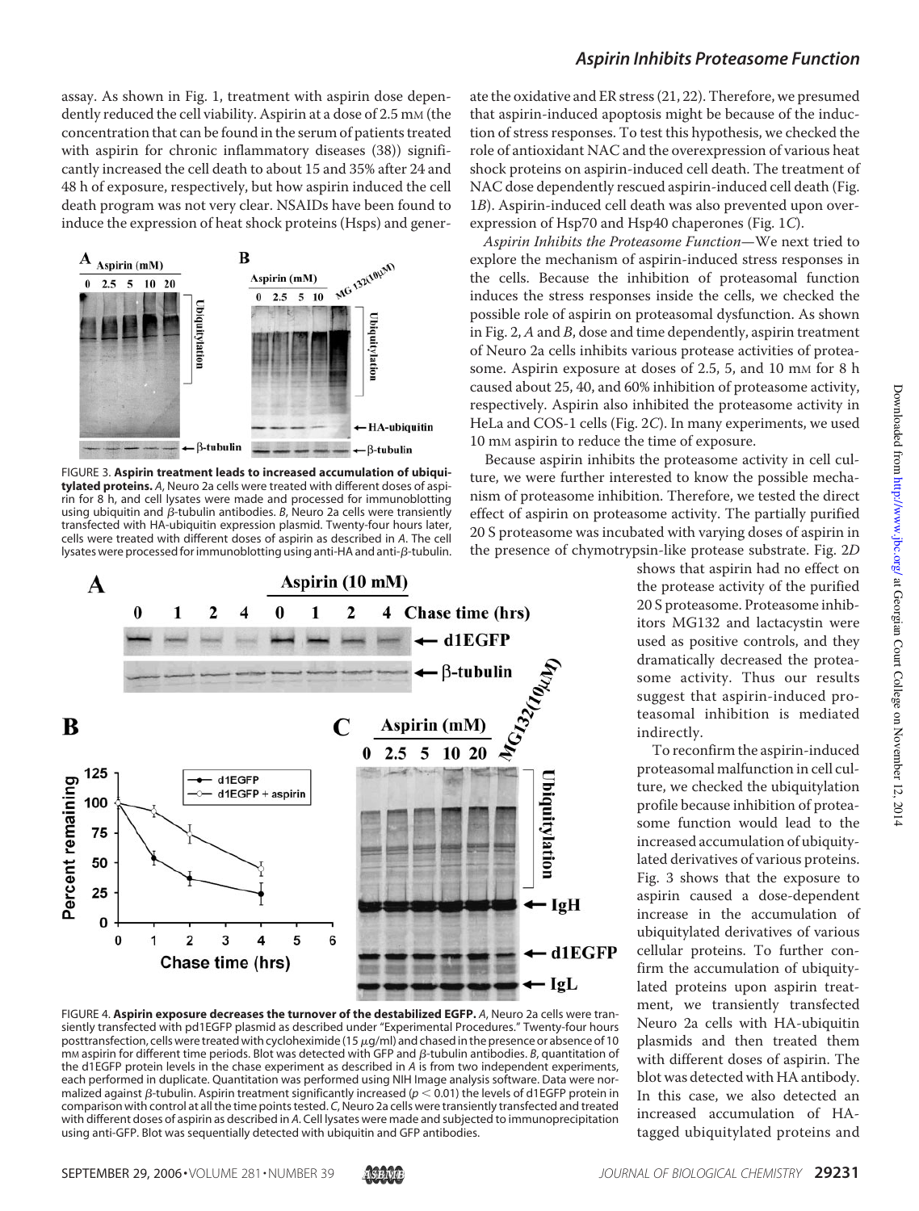assay. As shown in Fig. 1, treatment with aspirin dose dependently reduced the cell viability. Aspirin at a dose of 2.5 mM (the concentration that can be found in the serum of patients treated with aspirin for chronic inflammatory diseases (38)) significantly increased the cell death to about 15 and 35% after 24 and 48 h of exposure, respectively, but how aspirin induced the cell death program was not very clear. NSAIDs have been found to induce the expression of heat shock proteins (Hsps) and generate the oxidative and ER stress (21, 22). Therefore, we presumed that aspirin-induced apoptosis might be because of the induction of stress responses. To test this hypothesis, we checked the role of antioxidant NAC and the overexpression of various heat shock proteins on aspirin-induced cell death. The treatment of NAC dose dependently rescued aspirin-induced cell death (Fig. 1*B*). Aspirin-induced cell death was also prevented upon overexpression of Hsp70 and Hsp40 chaperones (Fig. 1*C*).

*Aspirin Inhibits the Proteasome Function*—We next tried to explore the mechanism of aspirin-induced stress responses in the cells. Because the inhibition of proteasomal function induces the stress responses inside the cells, we checked the possible role of aspirin on proteasomal dysfunction. As shown in Fig. 2, *A* and *B*, dose and time dependently, aspirin treatment of Neuro 2a cells inhibits various protease activities of proteasome. Aspirin exposure at doses of 2.5, 5, and 10 mM for 8 h caused about 25, 40, and 60% inhibition of proteasome activity, respectively. Aspirin also inhibited the proteasome activity in HeLa and COS-1 cells (Fig. 2*C*). In many experiments, we used 10 mM aspirin to reduce the time of exposure.

Because aspirin inhibits the proteasome activity in cell culture, we were further interested to know the possible mechanism of proteasome inhibition. Therefore, we tested the direct effect of aspirin on proteasome activity. The partially purified 20 S proteasome was incubated with varying doses of aspirin in the presence of chymotrypsin-like proteasome substrate. Fig. 2*D* shows that aspirin had no effect on the protease activity of the purified 20 S proteasome. Proteasome inhibitors MG132 and lactacystin were used as positive controls, and they dramatically decreased the proteasome activity. Thus our results suggest that aspirin-induced proteasomal inhibition is mediated indirectly.

To reconfirm the aspirin-induced proteasomal malfunction in cell culture, we checked the ubiquitylation profile because inhibition of proteasome function would lead to the increased accumulation of ubiquitylated derivatives of various proteins. Fig. 3 shows that the exposure to aspirin caused a dose-dependent increase in the accumulation of ubiquitylated derivatives of various cellular proteins. To further confirm the accumulation of ubiquitylated proteins upon aspirin treatment, we transiently transfected Neuro 2a cells with HA-ubiquitin plasmids and then treated them with different doses of aspirin. The blot was detected with HA antibody. In this case, we also detected an increased accumulation of HA-tagged ubiquitylated proteins and

FIGURE 3. **Aspirin treatment leads to increased accumulation of ubiquitylated proteins.** *A*, Neuro 2a cells were treated with different doses of aspirin for 8 h, and cell lysates were made and processed for immunoblotting using ubiquitin and β-tubulin antibodies. *B*, Neuro 2a cells were transiently transfected with HA-ubiquitin expression plasmid. Twenty-four hours later, cells were treated with different doses of aspirin as described in *A*. The cell lysates were processed for immunoblotting using anti-HA and anti-β-tubulin.

FIGURE 4. **Aspirin exposure decreases the turnover of the destabilized EGFP.** *A*, Neuro 2a cells were transiently transfected with pd1EGFP plasmid as described under "Experimental Procedures." Twenty-four hours posttransfection, cells were treated with cycloheximide (15 μg/ml) and chased in the presence or absence of 10 mM aspirin for different time periods. Blot was detected with GFP and β-tubulin antibodies. *B*, quantitation of the d1EGFP protein levels in the chase experiment as described in *A* is from two independent experiments, each performed in duplicate. Quantitation was performed using NIH Image analysis software. Data were normalized against β-tubulin. Aspirin treatment significantly increased ($p < 0.01$) the levels of d1EGFP protein in comparison with control at all the time points tested. *C*, Neuro 2a cells were transiently transfected and treated with different doses of aspirin as described in *A*. Cell lysates were made and subjected to immunoprecipitation using anti-GFP. Blot was sequentially detected with ubiquitin and GFP antibodies.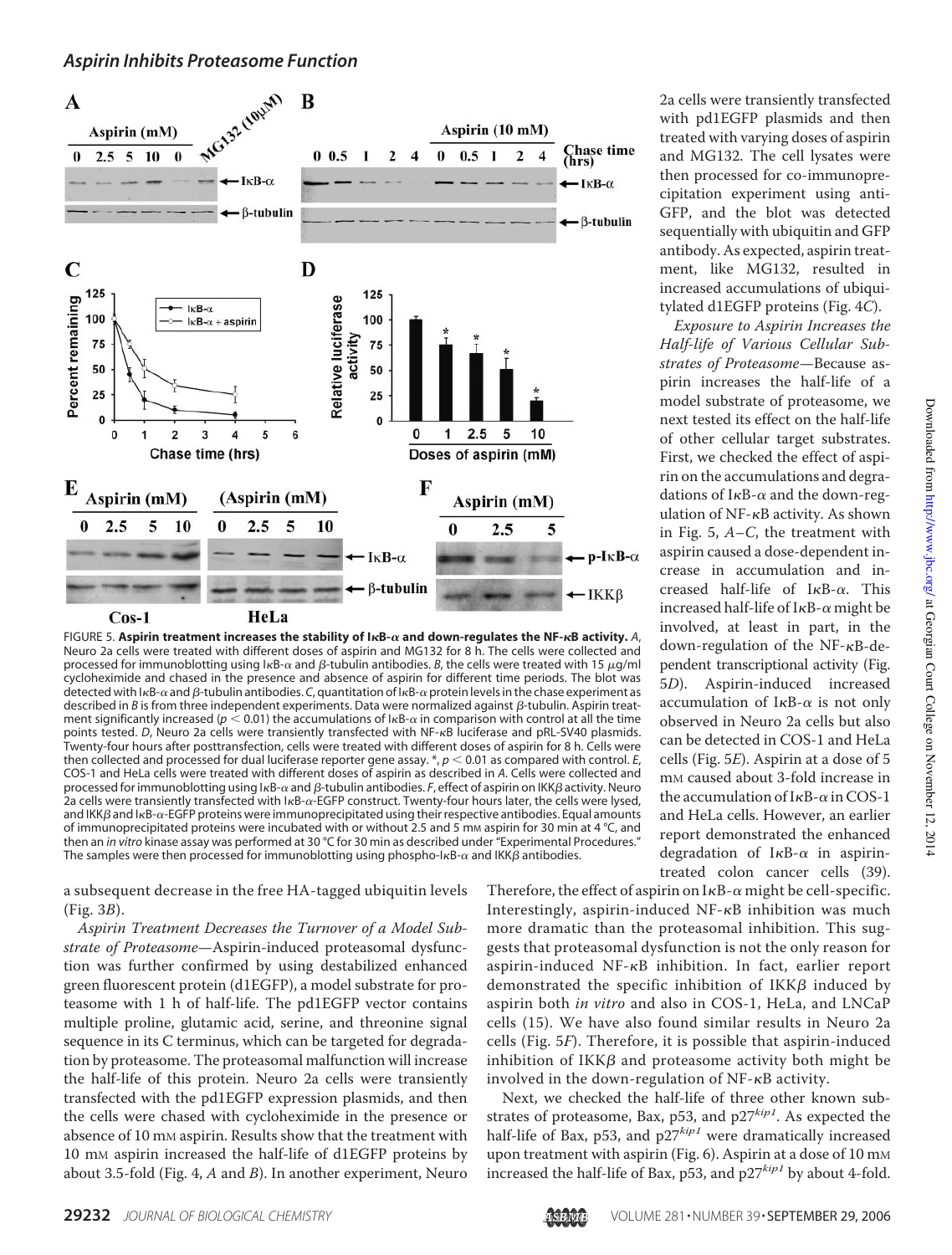FIGURE 5. **Aspirin treatment increases the stability of IκB-α and down-regulates the NF-κB activity.** *A*, Neuro 2a cells were treated with different doses of aspirin and MG132 for 8 h. The cells were collected and processed for immunoblotting using IκB-α and β-tubulin antibodies. *B*, the cells were treated with 15 μg/ml cycloheximide and chased in the presence and absence of aspirin for different time periods. The blot was detected with IκB-α and β-tubulin antibodies. *C*, quantitation of IκB-α protein levels in the chase experiment as described in *B* is from three independent experiments. Data were normalized against β-tubulin. Aspirin treatment significantly increased ($p < 0.01$) the accumulations of IκB-α in comparison with control at all the time points tested. *D*, Neuro 2a cells were transiently transfected with NF-κB luciferase and pRL-SV40 plasmids. Twenty-four hours after posttransfection, cells were treated with different doses of aspirin for 8 h. Cells were then collected and processed for dual luciferase reporter gene assay. *, $p < 0.01$ as compared with control. *E*, COS-1 and HeLa cells were treated with different doses of aspirin as described in *A*. Cells were collected and processed for immunoblotting using IκB-α and β-tubulin antibodies. *F*, effect of aspirin on IKKβ activity. Neuro 2a cells were transiently transfected with IκB-α-EGFP construct. Twenty-four hours later, the cells were lysed, and IKKβ and IκB-α-EGFP proteins were immunoprecipitated using their respective antibodies. Equal amounts of immunoprecipitated proteins were incubated with or without 2.5 and 5 mM aspirin for 30 min at 4 °C, and then an *in vitro* kinase assay was performed at 30 °C for 30 min as described under "Experimental Procedures." The samples were then processed for immunoblotting using phospho-IκB-α and IKKβ antibodies.

a subsequent decrease in the free HA-tagged ubiquitin levels (Fig. 3*B*).

*Aspirin Treatment Decreases the Turnover of a Model Substrate of Proteasome*—Aspirin-induced proteasomal dysfunction was further confirmed by using destabilized enhanced green fluorescent protein (d1EGFP), a model substrate for proteasome with 1 h of half-life. The pd1EGFP vector contains multiple proline, glutamic acid, serine, and threonine signal sequence in its C terminus, which can be targeted for degradation by proteasome. The proteasomal malfunction will increase the half-life of this protein. Neuro 2a cells were transiently transfected with the pd1EGFP expression plasmids, and then the cells were chased with cycloheximide in the presence or absence of 10 mM aspirin. Results show that the treatment with 10 mM aspirin increased the half-life of d1EGFP proteins by about 3.5-fold (Fig. 4, *A* and *B*). In another experiment, Neuro 2a cells were transiently transfected with pd1EGFP plasmids and then treated with varying doses of aspirin and MG132. The cell lysates were then processed for co-immunoprecipitation experiment using anti-GFP, and the blot was detected sequentially with ubiquitin and GFP antibody. As expected, aspirin treatment, like MG132, resulted in increased accumulations of ubiquitylated d1EGFP proteins (Fig. 4*C*).

*Exposure to Aspirin Increases the Half-life of Various Cellular Substrates of Proteasome*—Because aspirin increases the half-life of a model substrate of proteasome, we next tested its effect on the half-life of other cellular target substrates. First, we checked the effect of aspirin on the accumulations and degradations of IκB-α and the down-regulation of NF-κB activity. As shown in Fig. 5, *A–C*, the treatment with aspirin caused a dose-dependent increase in accumulation and increased half-life of IκB-α. This increased half-life of IκB-α might be involved, at least in part, in the down-regulation of the NF-κB-dependent transcriptional activity (Fig. 5*D*). Aspirin-induced increased accumulation of IκB-α is not only observed in Neuro 2a cells but also can be detected in COS-1 and HeLa cells (Fig. 5*E*). Aspirin at a dose of 5 mM caused about 3-fold increase in the accumulation of IκB-α in COS-1 and HeLa cells. However, an earlier report demonstrated the enhanced degradation of IκB-α in aspirin-treated colon cancer cells (39). Therefore, the effect of aspirin on IκB-α might be cell-specific. Interestingly, aspirin-induced NF-κB inhibition was much more dramatic than the proteasomal inhibition. This suggests that proteasomal dysfunction is not the only reason for aspirin-induced NF-κB inhibition. In fact, earlier report demonstrated the specific inhibition of IKKβ induced by aspirin both *in vitro* and also in COS-1, HeLa, and LNCaP cells (15). We have also found similar results in Neuro 2a cells (Fig. 5*F*). Therefore, it is possible that aspirin-induced inhibition of IKKβ and proteasome activity both might be involved in the down-regulation of NF-κB activity.

Next, we checked the half-life of three other known substrates of proteasome, Bax, p53, and $p27^{kip1}$. As expected the half-life of Bax, p53, and $p27^{kip1}$ were dramatically increased upon treatment with aspirin (Fig. 6). Aspirin at a dose of 10 mM increased the half-life of Bax, p53, and $p27^{kip1}$ by about 4-fold.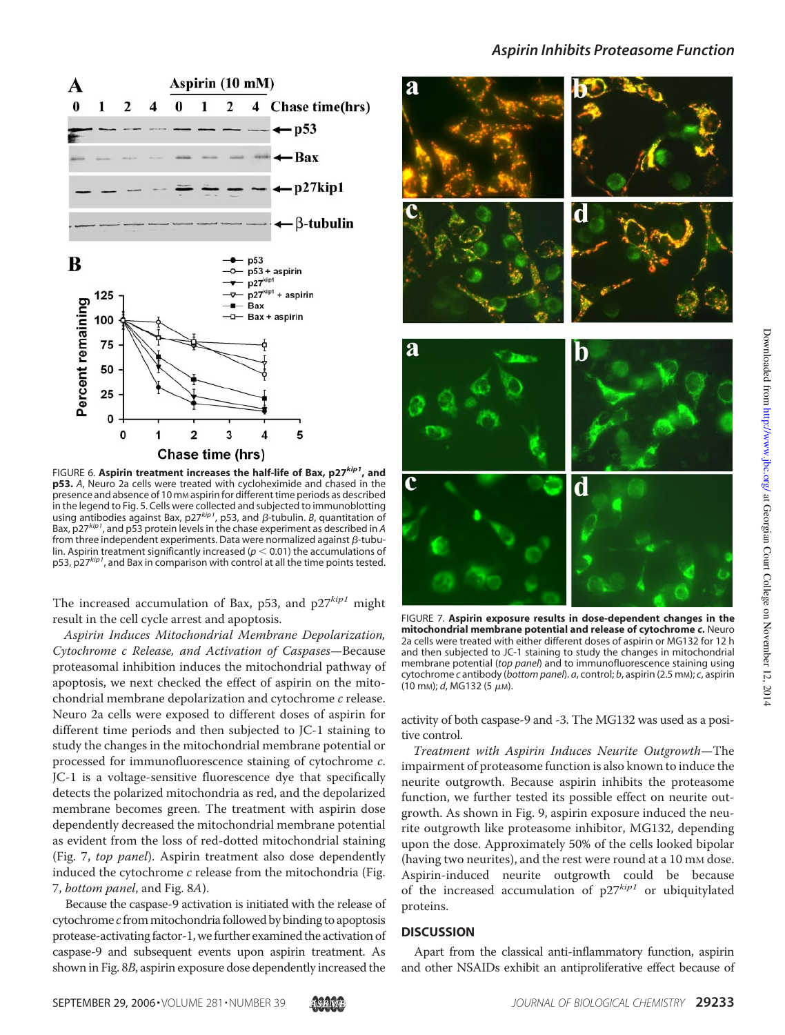FIGURE 6. **Aspirin treatment increases the half-life of Bax, p27*kip1*, and p53.** *A*, Neuro 2a cells were treated with cycloheximide and chased in the presence and absence of 10 mM aspirin for different time periods as described in the legend to Fig. 5. Cells were collected and subjected to immunoblotting using antibodies against Bax, p27*kip1*, p53, and β-tubulin. *B*, quantitation of Bax, p27*kip1*, and p53 protein levels in the chase experiment as described in *A* from three independent experiments. Data were normalized against β-tubulin. Aspirin treatment significantly increased ($p < 0.01$) the accumulations of p53, p27*kip1*, and Bax in comparison with control at all the time points tested.

The increased accumulation of Bax, p53, and p27*kip1* might result in the cell cycle arrest and apoptosis.

*Aspirin Induces Mitochondrial Membrane Depolarization, Cytochrome c Release, and Activation of Caspases*—Because proteasomal inhibition induces the mitochondrial pathway of apoptosis, we next checked the effect of aspirin on the mitochondrial membrane depolarization and cytochrome *c* release. Neuro 2a cells were exposed to different doses of aspirin for different time periods and then subjected to JC-1 staining to study the changes in the mitochondrial membrane potential or processed for immunofluorescence staining of cytochrome *c*. JC-1 is a voltage-sensitive fluorescence dye that specifically detects the polarized mitochondria as red, and the depolarized membrane becomes green. The treatment with aspirin dose dependently decreased the mitochondrial membrane potential as evident from the loss of red-dotted mitochondrial staining (Fig. 7, *top panel*). Aspirin treatment also dose dependently induced the cytochrome *c* release from the mitochondria (Fig. 7, *bottom panel*, and Fig. 8*A*).

Because the caspase-9 activation is initiated with the release of cytochrome *c* from mitochondria followed by binding to apoptosis protease-activating factor-1, we further examined the activation of caspase-9 and subsequent events upon aspirin treatment. As shown in Fig. 8*B*, aspirin exposure dose dependently increased the activity of both caspase-9 and -3. The MG132 was used as a positive control.

FIGURE 7. **Aspirin exposure results in dose-dependent changes in the mitochondrial membrane potential and release of cytochrome *c*.** Neuro 2a cells were treated with either different doses of aspirin or MG132 for 12 h and then subjected to JC-1 staining to study the changes in mitochondrial membrane potential (*top panel*) and to immunofluorescence staining using cytochrome *c* antibody (*bottom panel*). *a*, control; *b*, aspirin (2.5 mM); *c*, aspirin (10 mM); *d*, MG132 (5 μM).

*Treatment with Aspirin Induces Neurite Outgrowth*—The impairment of proteasome function is also known to induce the neurite outgrowth. Because aspirin inhibits the proteasome function, we further tested its possible effect on neurite outgrowth. As shown in Fig. 9, aspirin exposure induced the neurite outgrowth like proteasome inhibitor, MG132, depending upon the dose. Approximately 50% of the cells looked bipolar (having two neurites), and the rest were round at a 10 mM dose. Aspirin-induced neurite outgrowth could be because of the increased accumulation of p27*kip1* or ubiquitylated proteins.

## DISCUSSION

Apart from the classical anti-inflammatory function, aspirin and other NSAIDs exhibit an antiproliferative effect because of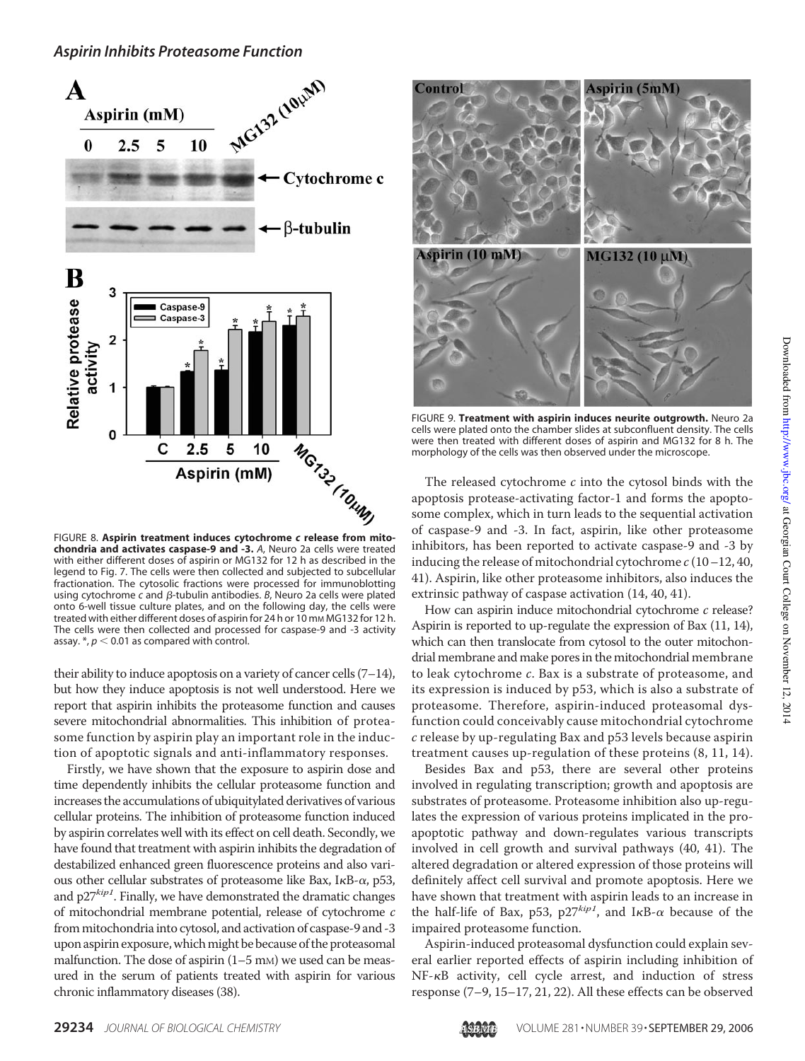FIGURE 8. **Aspirin treatment induces cytochrome *c* release from mitochondria and activates caspase-9 and -3.** *A*, Neuro 2a cells were treated with either different doses of aspirin or MG132 for 12 h as described in the legend to Fig. 7. The cells were then collected and subjected to subcellular fractionation. The cytosolic fractions were processed for immunoblotting using cytochrome *c* and β-tubulin antibodies. *B*, Neuro 2a cells were plated onto 6-well tissue culture plates, and on the following day, the cells were treated with either different doses of aspirin for 24 h or 10 mM MG132 for 12 h. The cells were then collected and processed for caspase-9 and -3 activity assay. *, $p < 0.01$ as compared with control.

FIGURE 9. **Treatment with aspirin induces neurite outgrowth.** Neuro 2a cells were plated onto the chamber slides at subconfluent density. The cells were then treated with different doses of aspirin and MG132 for 8 h. The morphology of the cells was then observed under the microscope.

their ability to induce apoptosis on a variety of cancer cells (7–14), but how they induce apoptosis is not well understood. Here we report that aspirin inhibits the proteasome function and causes severe mitochondrial abnormalities. This inhibition of proteasome function by aspirin play an important role in the induction of apoptotic signals and anti-inflammatory responses.

Firstly, we have shown that the exposure to aspirin dose and time dependently inhibits the cellular proteasome function and increases the accumulations of ubiquitylated derivatives of various cellular proteins. The inhibition of proteasome function induced by aspirin correlates well with its effect on cell death. Secondly, we have found that treatment with aspirin inhibits the degradation of destabilized enhanced green fluorescence proteins and also various other cellular substrates of proteasome like Bax, IκB-α, p53, and $p27^{kip1}$. Finally, we have demonstrated the dramatic changes of mitochondrial membrane potential, release of cytochrome *c* from mitochondria into cytosol, and activation of caspase-9 and -3 upon aspirin exposure, which might be because of the proteasomal malfunction. The dose of aspirin (1–5 mM) we used can be measured in the serum of patients treated with aspirin for various chronic inflammatory diseases (38).

The released cytochrome *c* into the cytosol binds with the apoptosis protease-activating factor-1 and forms the apoptosome complex, which in turn leads to the sequential activation of caspase-9 and -3. In fact, aspirin, like other proteasome inhibitors, has been reported to activate caspase-9 and -3 by inducing the release of mitochondrial cytochrome *c* (10–12, 40, 41). Aspirin, like other proteasome inhibitors, also induces the extrinsic pathway of caspase activation (14, 40, 41).

How can aspirin induce mitochondrial cytochrome *c* release? Aspirin is reported to up-regulate the expression of Bax (11, 14), which can then translocate from cytosol to the outer mitochondrial membrane and make pores in the mitochondrial membrane to leak cytochrome *c*. Bax is a substrate of proteasome, and its expression is induced by p53, which is also a substrate of proteasome. Therefore, aspirin-induced proteasomal dysfunction could conceivably cause mitochondrial cytochrome *c* release by up-regulating Bax and p53 levels because aspirin treatment causes up-regulation of these proteins (8, 11, 14).

Besides Bax and p53, there are several other proteins involved in regulating transcription; growth and apoptosis are substrates of proteasome. Proteasome inhibition also up-regulates the expression of various proteins implicated in the pro-apoptotic pathway and down-regulates various transcripts involved in cell growth and survival pathways (40, 41). The altered degradation or altered expression of those proteins will definitely affect cell survival and promote apoptosis. Here we have shown that treatment with aspirin leads to an increase in the half-life of Bax, p53, $p27^{kip1}$, and IκB-α because of the impaired proteasome function.

Aspirin-induced proteasomal dysfunction could explain several earlier reported effects of aspirin including inhibition of NF-κB activity, cell cycle arrest, and induction of stress response (7–9, 15–17, 21, 22). All these effects can be observed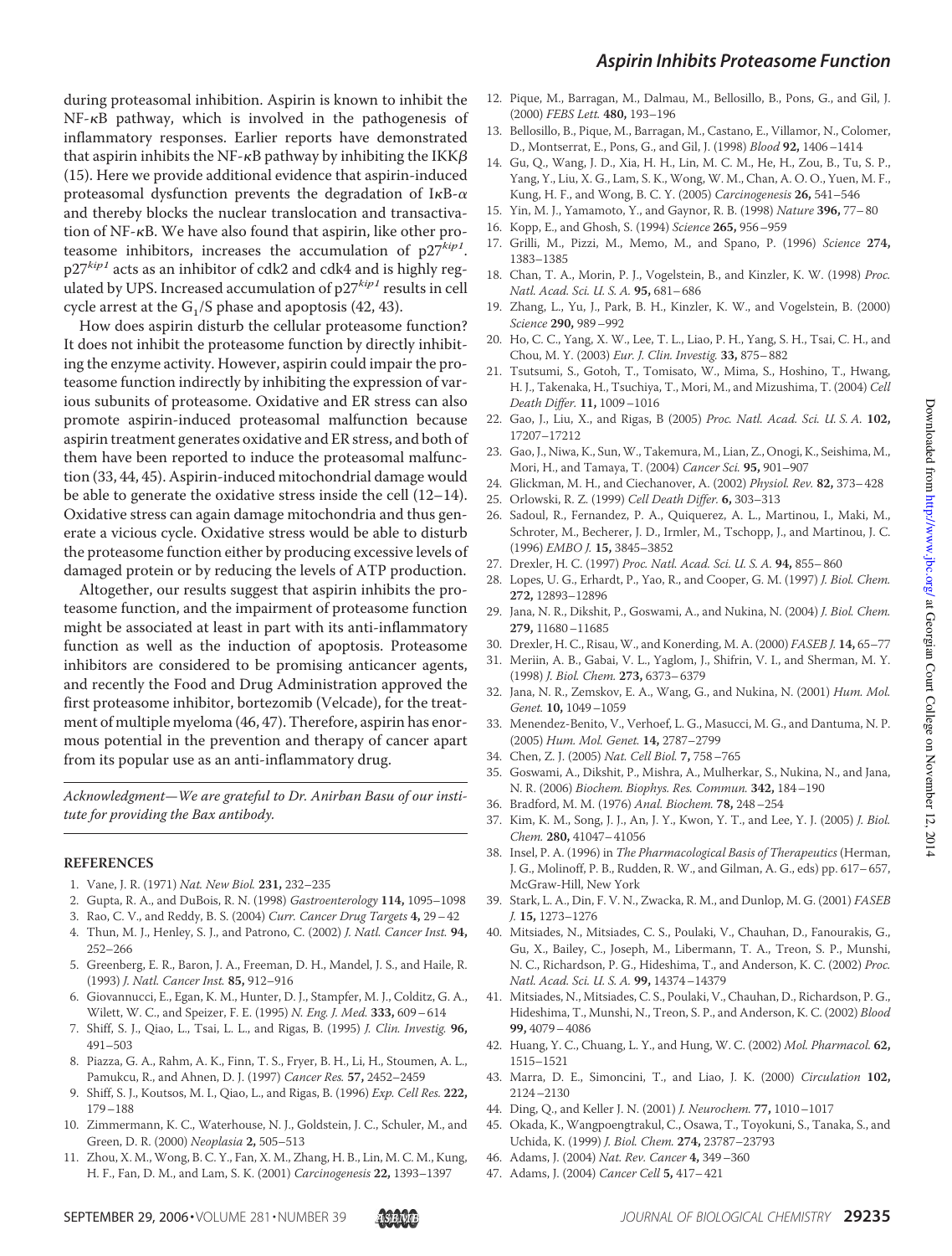during proteasomal inhibition. Aspirin is known to inhibit the NF-κB pathway, which is involved in the pathogenesis of inflammatory responses. Earlier reports have demonstrated that aspirin inhibits the NF-κB pathway by inhibiting the IKKβ (15). Here we provide additional evidence that aspirin-induced proteasomal dysfunction prevents the degradation of IκB-α and thereby blocks the nuclear translocation and transactivation of NF-κB. We have also found that aspirin, like other proteasome inhibitors, increases the accumulation of $p27^{kip1}$. $p27^{kip1}$ acts as an inhibitor of cdk2 and cdk4 and is highly regulated by UPS. Increased accumulation of $p27^{kip1}$ results in cell cycle arrest at the $G_1$/S phase and apoptosis (42, 43).

How does aspirin disturb the cellular proteasome function? It does not inhibit the proteasome function by directly inhibiting the enzyme activity. However, aspirin could impair the proteasome function indirectly by inhibiting the expression of various subunits of proteasome. Oxidative and ER stress can also promote aspirin-induced proteasomal malfunction because aspirin treatment generates oxidative and ER stress, and both of them have been reported to induce the proteasomal malfunction (33, 44, 45). Aspirin-induced mitochondrial damage would be able to generate the oxidative stress inside the cell (12–14). Oxidative stress can again damage mitochondria and thus generate a vicious cycle. Oxidative stress would be able to disturb the proteasome function either by producing excessive levels of damaged protein or by reducing the levels of ATP production.

Altogether, our results suggest that aspirin inhibits the proteasome function, and the impairment of proteasome function might be associated at least in part with its anti-inflammatory function as well as the induction of apoptosis. Proteasome inhibitors are considered to be promising anticancer agents, and recently the Food and Drug Administration approved the first proteasome inhibitor, bortezomib (Velcade), for the treatment of multiple myeloma (46, 47). Therefore, aspirin has enormous potential in the prevention and therapy of cancer apart from its popular use as an anti-inflammatory drug.

*Acknowledgment—We are grateful to Dr. Anirban Basu of our institute for providing the Bax antibody.*

## REFERENCES

1. Vane, J. R. (1971) *Nat. New Biol.* **231,** 232–235
2. Gupta, R. A., and DuBois, R. N. (1998) *Gastroenterology* **114,** 1095–1098
3. Rao, C. V., and Reddy, B. S. (2004) *Curr. Cancer Drug Targets* **4,** 29–42
4. Thun, M. J., Henley, S. J., and Patrono, C. (2002) *J. Natl. Cancer Inst.* **94,** 252–266
5. Greenberg, E. R., Baron, J. A., Freeman, D. H., Mandel, J. S., and Haile, R. (1993) *J. Natl. Cancer Inst.* **85,** 912–916
6. Giovannucci, E., Egan, K. M., Hunter, D. J., Stampfer, M. J., Colditz, G. A., Wilett, W. C., and Speizer, F. E. (1995) *N. Eng. J. Med.* **333,** 609–614
7. Shiff, S. J., Qiao, L., Tsai, L. L., and Rigas, B. (1995) *J. Clin. Investig.* **96,** 491–503
8. Piazza, G. A., Rahm, A. K., Finn, T. S., Fryer, B. H., Li, H., Stoumen, A. L., Pamukcu, R., and Ahnen, D. J. (1997) *Cancer Res.* **57,** 2452–2459
9. Shiff, S. J., Koutsos, M. I., Qiao, L., and Rigas, B. (1996) *Exp. Cell Res.* **222,** 179–188
10. Zimmermann, K. C., Waterhouse, N. J., Goldstein, J. C., Schuler, M., and Green, D. R. (2000) *Neoplasia* **2,** 505–513
11. Zhou, X. M., Wong, B. C. Y., Fan, X. M., Zhang, H. B., Lin, M. C. M., Kung, H. F., Fan, D. M., and Lam, S. K. (2001) *Carcinogenesis* **22,** 1393–1397
12. Pique, M., Barragan, M., Dalmau, M., Bellosillo, B., Pons, G., and Gil, J. (2000) *FEBS Lett.* **480,** 193–196
13. Bellosillo, B., Pique, M., Barragan, M., Castano, E., Villamor, N., Colomer, D., Montserrat, E., Pons, G., and Gil, J. (1998) *Blood* **92,** 1406–1414
14. Gu, Q., Wang, J. D., Xia, H. H., Lin, M. C. M., He, H., Zou, B., Tu, S. P., Yang, Y., Liu, X. G., Lam, S. K., Wong, W. M., Chan, A. O. O., Yuen, M. F., Kung, H. F., and Wong, B. C. Y. (2005) *Carcinogenesis* **26,** 541–546
15. Yin, M. J., Yamamoto, Y., and Gaynor, R. B. (1998) *Nature* **396,** 77–80
16. Kopp, E., and Ghosh, S. (1994) *Science* **265,** 956–959
17. Grilli, M., Pizzi, M., Memo, M., and Spano, P. (1996) *Science* **274,** 1383–1385
18. Chan, T. A., Morin, P. J., Vogelstein, B., and Kinzler, K. W. (1998) *Proc. Natl. Acad. Sci. U. S. A.* **95,** 681–686
19. Zhang, L., Yu, J., Park, B. H., Kinzler, K. W., and Vogelstein, B. (2000) *Science* **290,** 989–992
20. Ho, C. C., Yang, X. W., Lee, T. L., Liao, P. H., Yang, S. H., Tsai, C. H., and Chou, M. Y. (2003) *Eur. J. Clin. Investig.* **33,** 875–882
21. Tsutsumi, S., Gotoh, T., Tomisato, W., Mima, S., Hoshino, T., Hwang, H. J., Takenaka, H., Tsuchiya, T., Mori, M., and Mizushima, T. (2004) *Cell Death Differ.* **11,** 1009–1016
22. Gao, J., Liu, X., and Rigas, B (2005) *Proc. Natl. Acad. Sci. U. S. A.* **102,** 17207–17212
23. Gao, J., Niwa, K., Sun, W., Takemura, M., Lian, Z., Onogi, K., Seishima, M., Mori, H., and Tamaya, T. (2004) *Cancer Sci.* **95,** 901–907
24. Glickman, M. H., and Ciechanover, A. (2002) *Physiol. Rev.* **82,** 373–428
25. Orlowski, R. Z. (1999) *Cell Death Differ.* **6,** 303–313
26. Sadoul, R., Fernandez, P. A., Quiquerez, A. L., Martinou, I., Maki, M., Schroter, M., Becherer, J. D., Irmler, M., Tschopp, J., and Martinou, J. C. (1996) *EMBO J.* **15,** 3845–3852
27. Drexler, H. C. (1997) *Proc. Natl. Acad. Sci. U. S. A.* **94,** 855–860
28. Lopes, U. G., Erhardt, P., Yao, R., and Cooper, G. M. (1997) *J. Biol. Chem.* **272,** 12893–12896
29. Jana, N. R., Dikshit, P., Goswami, A., and Nukina, N. (2004) *J. Biol. Chem.* **279,** 11680–11685
30. Drexler, H. C., Risau, W., and Konerding, M. A. (2000) *FASEB J.* **14,** 65–77
31. Meriin, A. B., Gabai, V. L., Yaglom, J., Shifrin, V. I., and Sherman, M. Y. (1998) *J. Biol. Chem.* **273,** 6373–6379
32. Jana, N. R., Zemskov, E. A., Wang, G., and Nukina, N. (2001) *Hum. Mol. Genet.* **10,** 1049–1059
33. Menendez-Benito, V., Verhoef, L. G., Masucci, M. G., and Dantuma, N. P. (2005) *Hum. Mol. Genet.* **14,** 2787–2799
34. Chen, Z. J. (2005) *Nat. Cell Biol.* **7,** 758–765
35. Goswami, A., Dikshit, P., Mishra, A., Mulherkar, S., Nukina, N., and Jana, N. R. (2006) *Biochem. Biophys. Res. Commun.* **342,** 184–190
36. Bradford, M. M. (1976) *Anal. Biochem.* **78,** 248–254
37. Kim, K. M., Song, J. J., An, J. Y., Kwon, Y. T., and Lee, Y. J. (2005) *J. Biol. Chem.* **280,** 41047–41056
38. Insel, P. A. (1996) in *The Pharmacological Basis of Therapeutics* (Herman, J. G., Molinoff, P. B., Rudden, R. W., and Gilman, A. G., eds) pp. 617–657, McGraw-Hill, New York
39. Stark, L. A., Din, F. V. N., Zwacka, R. M., and Dunlop, M. G. (2001) *FASEB J.* **15,** 1273–1276
40. Mitsiades, N., Mitsiades, C. S., Poulaki, V., Chauhan, D., Fanourakis, G., Gu, X., Bailey, C., Joseph, M., Libermann, T. A., Treon, S. P., Munshi, N. C., Richardson, P. G., Hideshima, T., and Anderson, K. C. (2002) *Proc. Natl. Acad. Sci. U. S. A.* **99,** 14374–14379
41. Mitsiades, N., Mitsiades, C. S., Poulaki, V., Chauhan, D., Richardson, P. G., Hideshima, T., Munshi, N., Treon, S. P., and Anderson, K. C. (2002) *Blood* **99,** 4079–4086
42. Huang, Y. C., Chuang, L. Y., and Hung, W. C. (2002) *Mol. Pharmacol.* **62,** 1515–1521
43. Marra, D. E., Simoncini, T., and Liao, J. K. (2000) *Circulation* **102,** 2124–2130
44. Ding, Q., and Keller J. N. (2001) *J. Neurochem.* **77,** 1010–1017
45. Okada, K., Wangpoengtrakul, C., Osawa, T., Toyokuni, S., Tanaka, S., and Uchida, K. (1999) *J. Biol. Chem.* **274,** 23787–23793
46. Adams, J. (2004) *Nat. Rev. Cancer* **4,** 349–360
47. Adams, J. (2004) *Cancer Cell* **5,** 417–421